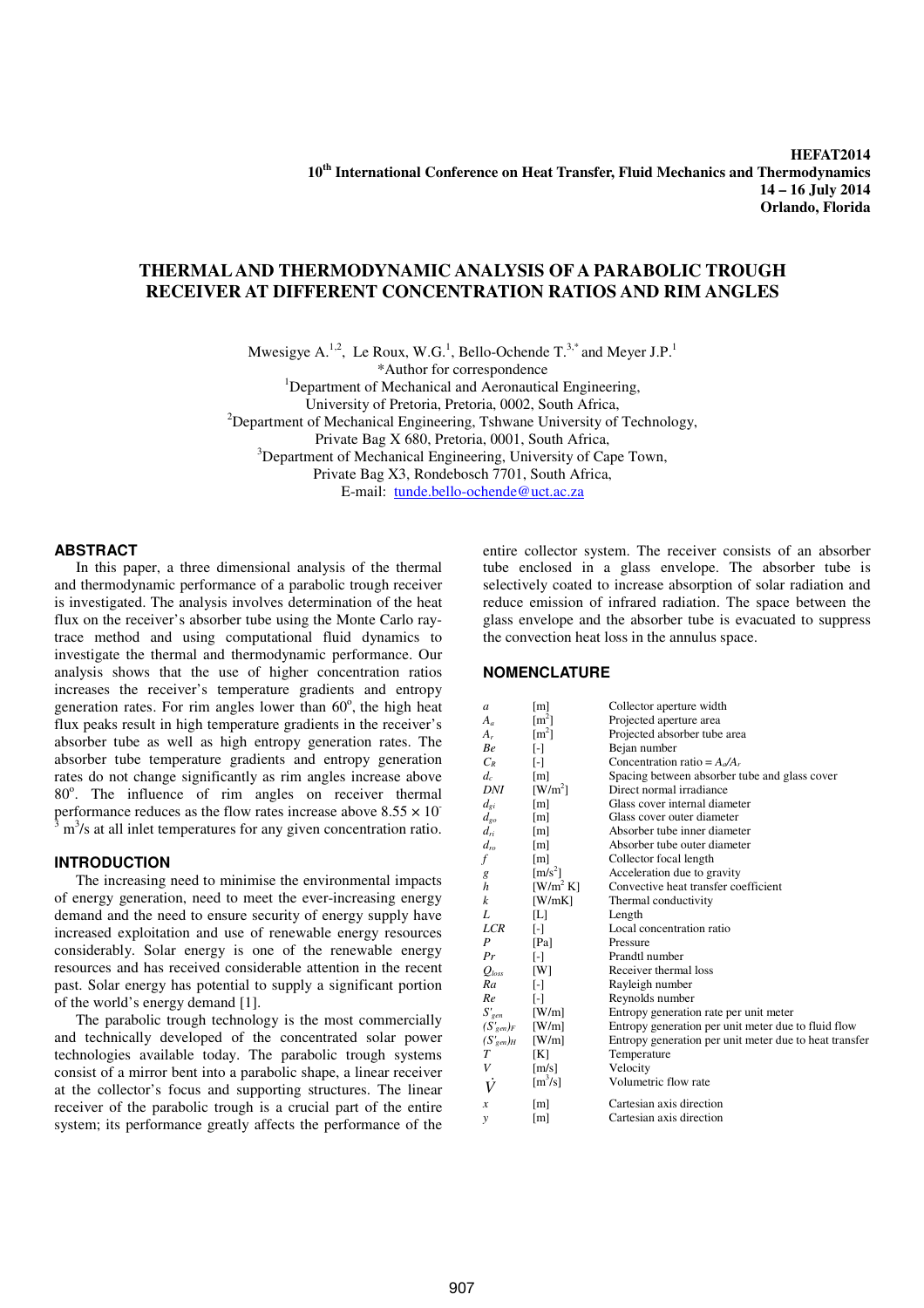**HEFAT2014**
**10th International Conference on Heat Transfer, Fluid Mechanics and Thermodynamics**
**14 – 16 July 2014**
**Orlando, Florida**

# THERMAL AND THERMODYNAMIC ANALYSIS OF A PARABOLIC TROUGH RECEIVER AT DIFFERENT CONCENTRATION RATIOS AND RIM ANGLES

Mwesigye A.[1,2], Le Roux, W.G.[1], Bello-Ochende T.[3,*] and Meyer J.P.[1]
*Author for correspondence
[1]Department of Mechanical and Aeronautical Engineering,
University of Pretoria, Pretoria, 0002, South Africa,
[2]Department of Mechanical Engineering, Tshwane University of Technology,
Private Bag X 680, Pretoria, 0001, South Africa,
[3]Department of Mechanical Engineering, University of Cape Town,
Private Bag X3, Rondebosch 7701, South Africa,
E-mail: tunde.bello-ochende@uct.ac.za

## ABSTRACT

In this paper, a three dimensional analysis of the thermal and thermodynamic performance of a parabolic trough receiver is investigated. The analysis involves determination of the heat flux on the receiver's absorber tube using the Monte Carlo ray-trace method and using computational fluid dynamics to investigate the thermal and thermodynamic performance. Our analysis shows that the use of higher concentration ratios increases the receiver's temperature gradients and entropy generation rates. For rim angles lower than 60°, the high heat flux peaks result in high temperature gradients in the receiver's absorber tube as well as high entropy generation rates. The absorber tube temperature gradients and entropy generation rates do not change significantly as rim angles increase above 80°. The influence of rim angles on receiver thermal performance reduces as the flow rates increase above $8.55 \times 10^{-3}$ m$^3$/s at all inlet temperatures for any given concentration ratio.

## INTRODUCTION

The increasing need to minimise the environmental impacts of energy generation, need to meet the ever-increasing energy demand and the need to ensure security of energy supply have increased exploitation and use of renewable energy resources considerably. Solar energy is one of the renewable energy resources and has received considerable attention in the recent past. Solar energy has potential to supply a significant portion of the world's energy demand [1].

The parabolic trough technology is the most commercially and technically developed of the concentrated solar power technologies available today. The parabolic trough systems consist of a mirror bent into a parabolic shape, a linear receiver at the collector's focus and supporting structures. The linear receiver of the parabolic trough is a crucial part of the entire system; its performance greatly affects the performance of the entire collector system. The receiver consists of an absorber tube enclosed in a glass envelope. The absorber tube is selectively coated to increase absorption of solar radiation and reduce emission of infrared radiation. The space between the glass envelope and the absorber tube is evacuated to suppress the convection heat loss in the annulus space.

## NOMENCLATURE

| | | |
|---|---|---|
| $a$ | [m] | Collector aperture width |
| $A_a$ | [m$^2$] | Projected aperture area |
| $A_r$ | [m$^2$] | Projected absorber tube area |
| $Be$ | [-] | Bejan number |
| $C_R$ | [-] | Concentration ratio = $A_a/A_r$ |
| $d_c$ | [m] | Spacing between absorber tube and glass cover |
| $DNI$ | [W/m$^2$] | Direct normal irradiance |
| $d_{gi}$ | [m] | Glass cover internal diameter |
| $d_{go}$ | [m] | Glass cover outer diameter |
| $d_{ri}$ | [m] | Absorber tube inner diameter |
| $d_{ro}$ | [m] | Absorber tube outer diameter |
| $f$ | [m] | Collector focal length |
| $g$ | [m/s$^2$] | Acceleration due to gravity |
| $h$ | [W/m$^2$ K] | Convective heat transfer coefficient |
| $k$ | [W/mK] | Thermal conductivity |
| $L$ | [L] | Length |
| $LCR$ | [-] | Local concentration ratio |
| $P$ | [Pa] | Pressure |
| $Pr$ | [-] | Prandtl number |
| $Q_{loss}$ | [W] | Receiver thermal loss |
| $Ra$ | [-] | Rayleigh number |
| $Re$ | [-] | Reynolds number |
| $S'_{gen}$ | [W/m] | Entropy generation rate per unit meter |
| $(S'_{gen})_F$ | [W/m] | Entropy generation per unit meter due to fluid flow |
| $(S'_{gen})_H$ | [W/m] | Entropy generation per unit meter due to heat transfer |
| $T$ | [K] | Temperature |
| $V$ | [m/s] | Velocity |
| $\dot{V}$ | [m$^3$/s] | Volumetric flow rate |
| $x$ | [m] | Cartesian axis direction |
| $y$ | [m] | Cartesian axis direction |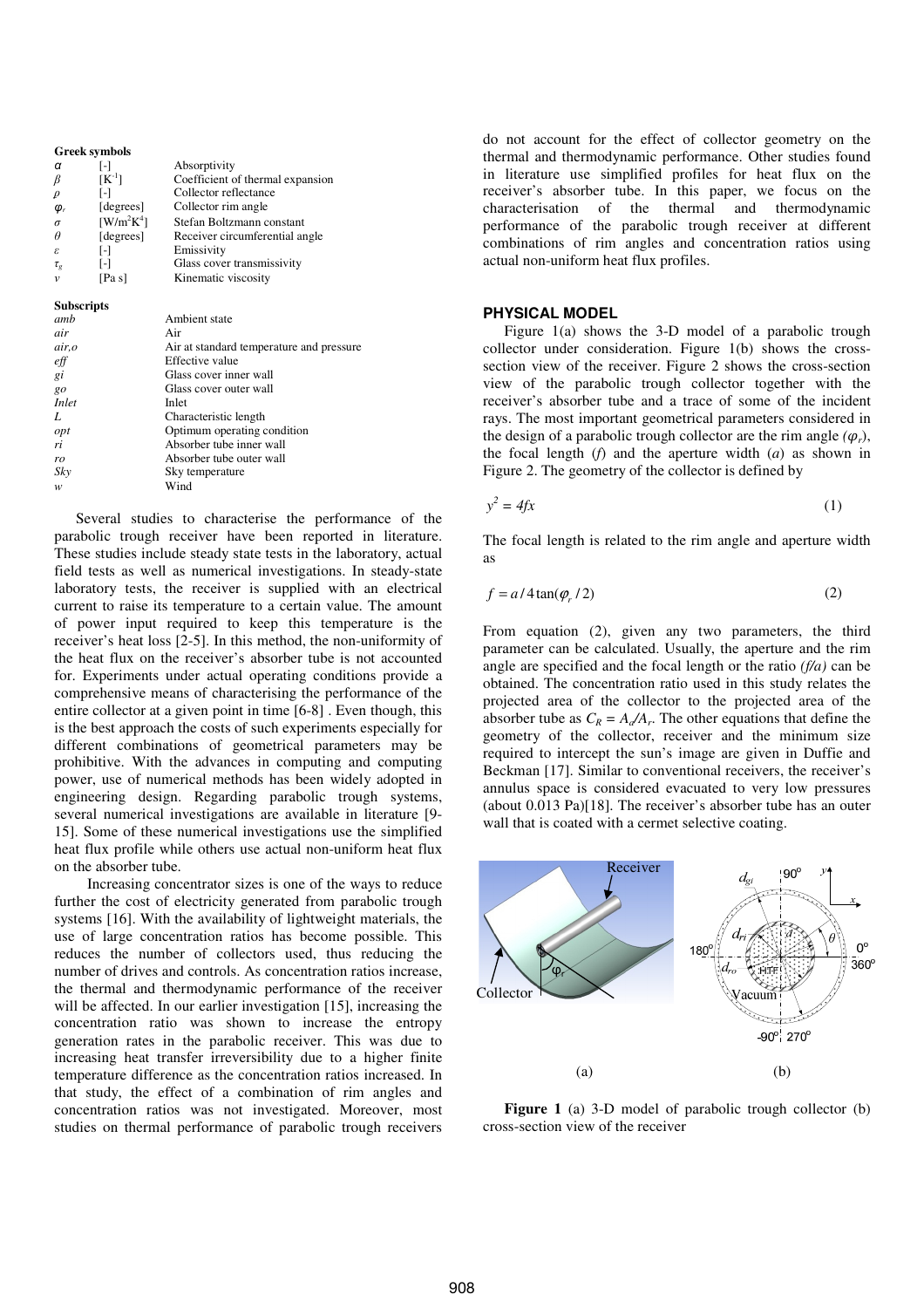**Greek symbols**

| | | |
|---|---|---|
| $\alpha$ | [-] | Absorptivity |
| $\beta$ | [$K^{-1}$] | Coefficient of thermal expansion |
| $\rho$ | [-] | Collector reflectance |
| $\varphi_r$ | [degrees] | Collector rim angle |
| $\sigma$ | [$W/m^2K^4$] | Stefan Boltzmann constant |
| $\theta$ | [degrees] | Receiver circumferential angle |
| $\varepsilon$ | [-] | Emissivity |
| $\tau_g$ | [-] | Glass cover transmissivity |
| $v$ | [Pa s] | Kinematic viscosity |

**Subscripts**

| | |
|---|---|
| *amb* | Ambient state |
| *air* | Air |
| *air,o* | Air at standard temperature and pressure |
| *eff* | Effective value |
| *gi* | Glass cover inner wall |
| *go* | Glass cover outer wall |
| *Inlet* | Inlet |
| *L* | Characteristic length |
| *opt* | Optimum operating condition |
| *ri* | Absorber tube inner wall |
| *ro* | Absorber tube outer wall |
| *Sky* | Sky temperature |
| *w* | Wind |

Several studies to characterise the performance of the parabolic trough receiver have been reported in literature. These studies include steady state tests in the laboratory, actual field tests as well as numerical investigations. In steady-state laboratory tests, the receiver is supplied with an electrical current to raise its temperature to a certain value. The amount of power input required to keep this temperature is the receiver's heat loss [2-5]. In this method, the non-uniformity of the heat flux on the receiver's absorber tube is not accounted for. Experiments under actual operating conditions provide a comprehensive means of characterising the performance of the entire collector at a given point in time [6-8] . Even though, this is the best approach the costs of such experiments especially for different combinations of geometrical parameters may be prohibitive. With the advances in computing and computing power, use of numerical methods has been widely adopted in engineering design. Regarding parabolic trough systems, several numerical investigations are available in literature [9-15]. Some of these numerical investigations use the simplified heat flux profile while others use actual non-uniform heat flux on the absorber tube.

Increasing concentrator sizes is one of the ways to reduce further the cost of electricity generated from parabolic trough systems [16]. With the availability of lightweight materials, the use of large concentration ratios has become possible. This reduces the number of collectors used, thus reducing the number of drives and controls. As concentration ratios increase, the thermal and thermodynamic performance of the receiver will be affected. In our earlier investigation [15], increasing the concentration ratio was shown to increase the entropy generation rates in the parabolic receiver. This was due to increasing heat transfer irreversibility due to a higher finite temperature difference as the concentration ratios increased. In that study, the effect of a combination of rim angles and concentration ratios was not investigated. Moreover, most studies on thermal performance of parabolic trough receivers do not account for the effect of collector geometry on the thermal and thermodynamic performance. Other studies found in literature use simplified profiles for heat flux on the receiver's absorber tube. In this paper, we focus on the characterisation of the thermal and thermodynamic performance of the parabolic trough receiver at different combinations of rim angles and concentration ratios using actual non-uniform heat flux profiles.

## PHYSICAL MODEL

Figure 1(a) shows the 3-D model of a parabolic trough collector under consideration. Figure 1(b) shows the cross-section view of the receiver. Figure 2 shows the cross-section view of the parabolic trough collector together with the receiver's absorber tube and a trace of some of the incident rays. The most important geometrical parameters considered in the design of a parabolic trough collector are the rim angle ($\varphi_r$), the focal length ($f$) and the aperture width ($a$) as shown in Figure 2. The geometry of the collector is defined by

$$y^2 = 4fx \tag{1}$$

The focal length is related to the rim angle and aperture width as

$$f = a/4\tan(\varphi_r/2) \tag{2}$$

From equation (2), given any two parameters, the third parameter can be calculated. Usually, the aperture and the rim angle are specified and the focal length or the ratio *(f/a)* can be obtained. The concentration ratio used in this study relates the projected area of the collector to the projected area of the absorber tube as $C_R = A_a/A_r$. The other equations that define the geometry of the collector, receiver and the minimum size required to intercept the sun's image are given in Duffie and Beckman [17]. Similar to conventional receivers, the receiver's annulus space is considered evacuated to very low pressures (about 0.013 Pa)[18]. The receiver's absorber tube has an outer wall that is coated with a cermet selective coating.

**Figure 1** (a) 3-D model of parabolic trough collector (b) cross-section view of the receiver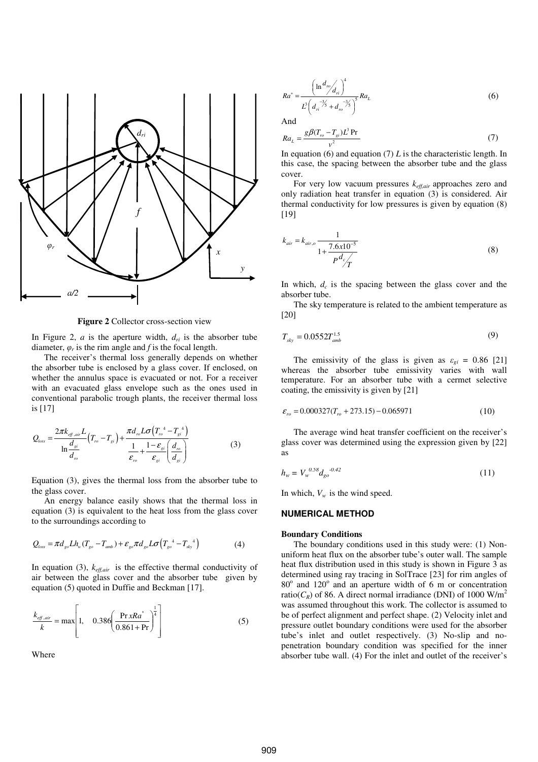**Figure 2** Collector cross-section view

In Figure 2, $a$ is the aperture width, $d_{ri}$ is the absorber tube diameter, $\varphi_r$ is the rim angle and $f$ is the focal length.

The receiver's thermal loss generally depends on whether the absorber tube is enclosed by a glass cover. If enclosed, on whether the annulus space is evacuated or not. For a receiver with an evacuated glass envelope such as the ones used in conventional parabolic trough plants, the receiver thermal loss is [17]

$$Q_{loss} = \frac{2\pi k_{eff,air} L}{\ln \frac{d_{gi}}{d_{ro}}}\left(T_{ro} - T_{gi}\right) + \frac{\pi d_{ro} L \sigma \left(T_{ro}^{\;4} - T_{gi}^{\;4}\right)}{\frac{1}{\varepsilon_{ro}} + \frac{1-\varepsilon_{gi}}{\varepsilon_{gi}}\left(\frac{d_{ro}}{d_{gi}}\right)} \tag{3}$$

Equation (3), gives the thermal loss from the absorber tube to the glass cover.

An energy balance easily shows that the thermal loss in equation (3) is equivalent to the heat loss from the glass cover to the surroundings according to

$$Q_{loss} = \pi d_{go} L h_w (T_{go} - T_{amb}) + \varepsilon_{go} \pi d_{go} L \sigma \left(T_{go}^{\;4} - T_{sky}^{\;4}\right) \tag{4}$$

In equation (3), $k_{eff,air}$ is the effective thermal conductivity of air between the glass cover and the absorber tube given by equation (5) quoted in Duffie and Beckman [17].

$$\frac{k_{eff,air}}{k} = \max\left[1, \quad 0.386\left(\frac{\Pr x Ra^*}{0.861 + \Pr}\right)^{\frac{1}{4}}\right] \tag{5}$$

Where

$$Ra^* = \frac{\left(\ln \frac{d_{ro}}{d_{ri}}\right)^4}{L^3\left(d_{ri}^{-3/5} + d_{ro}^{-3/5}\right)^5} Ra_L \tag{6}$$

And

$$Ra_L = \frac{g\beta(T_{ro} - T_{gi})L^3 \Pr}{v^2} \tag{7}$$

In equation (6) and equation (7) $L$ is the characteristic length. In this case, the spacing between the absorber tube and the glass cover.

For very low vacuum pressures $k_{eff,air}$ approaches zero and only radiation heat transfer in equation (3) is considered. Air thermal conductivity for low pressures is given by equation (8) [19]

$$k_{air} = k_{air,o} \frac{1}{1 + \frac{7.6x10^{-5}}{P \frac{d_c}{T}}} \tag{8}$$

In which, $d_c$ is the spacing between the glass cover and the absorber tube.

The sky temperature is related to the ambient temperature as [20]

$$T_{sky} = 0.0552 T_{amb}^{1.5} \tag{9}$$

The emissivity of the glass is given as $\varepsilon_{gi}$ = 0.86 [21] whereas the absorber tube emissivity varies with wall temperature. For an absorber tube with a cermet selective coating, the emissivity is given by [21]

$$\varepsilon_{ro} = 0.000327(T_{ro} + 273.15) - 0.065971 \tag{10}$$

The average wind heat transfer coefficient on the receiver's glass cover was determined using the expression given by [22] as

$$h_w = V_w^{\;0.58} d_{go}^{\;-0.42} \tag{11}$$

In which, $V_w$ is the wind speed.

## NUMERICAL METHOD

### Boundary Conditions

The boundary conditions used in this study were: (1) Non-uniform heat flux on the absorber tube's outer wall. The sample heat flux distribution used in this study is shown in Figure 3 as determined using ray tracing in SolTrace [23] for rim angles of 80° and 120° and an aperture width of 6 m or concentration ratio($C_R$) of 86. A direct normal irradiance (DNI) of 1000 W/m$^2$ was assumed throughout this work. The collector is assumed to be of perfect alignment and perfect shape. (2) Velocity inlet and pressure outlet boundary conditions were used for the absorber tube's inlet and outlet respectively. (3) No-slip and no-penetration boundary condition was specified for the inner absorber tube wall. (4) For the inlet and outlet of the receiver's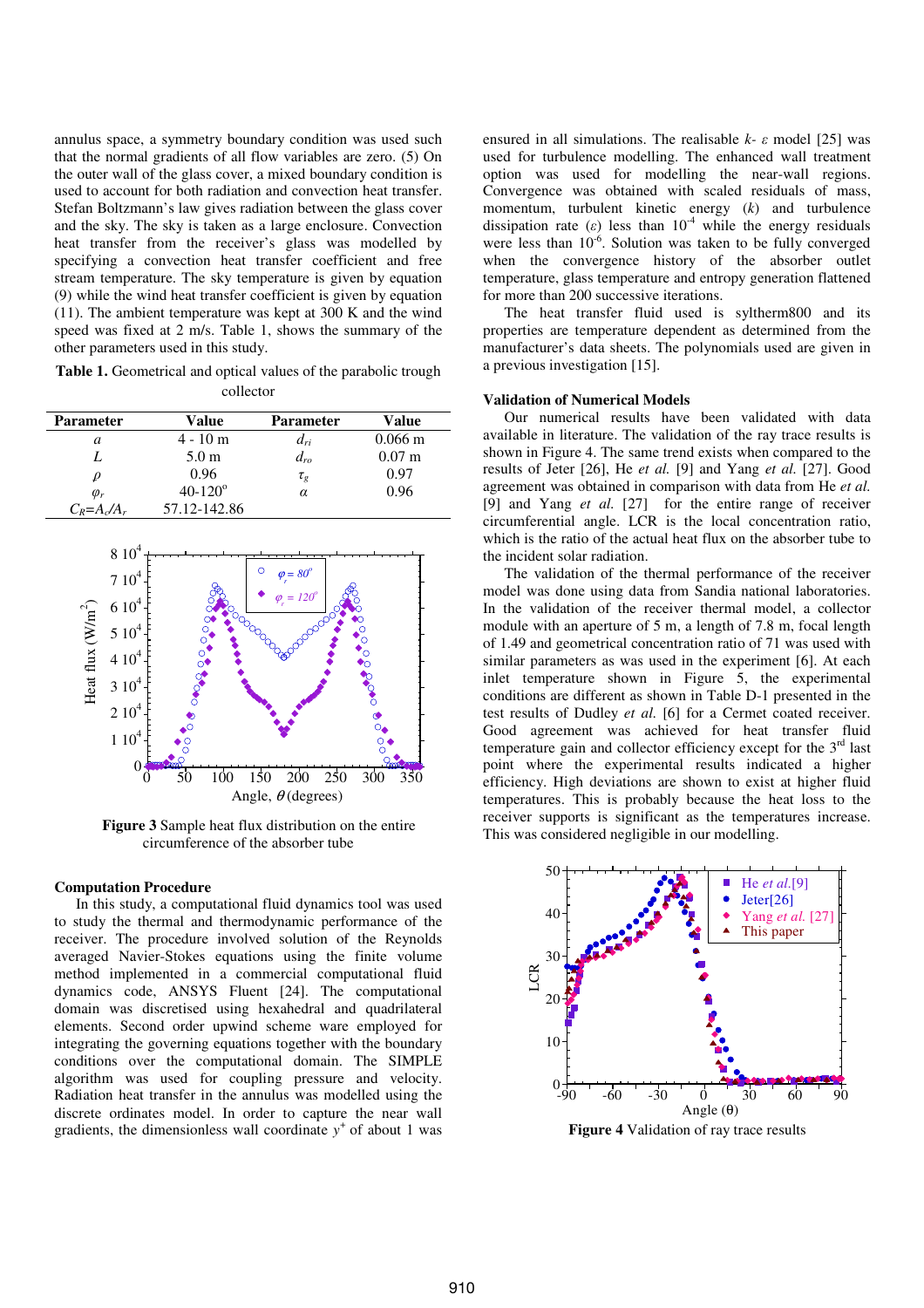annulus space, a symmetry boundary condition was used such that the normal gradients of all flow variables are zero. (5) On the outer wall of the glass cover, a mixed boundary condition is used to account for both radiation and convection heat transfer. Stefan Boltzmann's law gives radiation between the glass cover and the sky. The sky is taken as a large enclosure. Convection heat transfer from the receiver's glass was modelled by specifying a convection heat transfer coefficient and free stream temperature. The sky temperature is given by equation (9) while the wind heat transfer coefficient is given by equation (11). The ambient temperature was kept at 300 K and the wind speed was fixed at 2 m/s. Table 1, shows the summary of the other parameters used in this study.

**Table 1.** Geometrical and optical values of the parabolic trough collector

| Parameter | Value | Parameter | Value |
|---|---|---|---|
| $a$ | 4 - 10 m | $d_{ri}$ | 0.066 m |
| $L$ | 5.0 m | $d_{ro}$ | 0.07 m |
| $\rho$ | 0.96 | $\tau_g$ | 0.97 |
| $\varphi_r$ | 40-120° | $\alpha$ | 0.96 |
| $C_R=A_c/A_r$ | 57.12-142.86 | | |

**Figure 3** Sample heat flux distribution on the entire circumference of the absorber tube

### Computation Procedure

In this study, a computational fluid dynamics tool was used to study the thermal and thermodynamic performance of the receiver. The procedure involved solution of the Reynolds averaged Navier-Stokes equations using the finite volume method implemented in a commercial computational fluid dynamics code, ANSYS Fluent [24]. The computational domain was discretised using hexahedral and quadrilateral elements. Second order upwind scheme ware employed for integrating the governing equations together with the boundary conditions over the computational domain. The SIMPLE algorithm was used for coupling pressure and velocity. Radiation heat transfer in the annulus was modelled using the discrete ordinates model. In order to capture the near wall gradients, the dimensionless wall coordinate $y^+$ of about 1 was ensured in all simulations. The realisable $k$- $\varepsilon$ model [25] was used for turbulence modelling. The enhanced wall treatment option was used for modelling the near-wall regions. Convergence was obtained with scaled residuals of mass, momentum, turbulent kinetic energy ($k$) and turbulence dissipation rate ($\varepsilon$) less than $10^{-4}$ while the energy residuals were less than $10^{-6}$. Solution was taken to be fully converged when the convergence history of the absorber outlet temperature, glass temperature and entropy generation flattened for more than 200 successive iterations.

The heat transfer fluid used is syltherm800 and its properties are temperature dependent as determined from the manufacturer's data sheets. The polynomials used are given in a previous investigation [15].

### Validation of Numerical Models

Our numerical results have been validated with data available in literature. The validation of the ray trace results is shown in Figure 4. The same trend exists when compared to the results of Jeter [26], He *et al.* [9] and Yang *et al.* [27]. Good agreement was obtained in comparison with data from He *et al.* [9] and Yang *et al.* [27] for the entire range of receiver circumferential angle. LCR is the local concentration ratio, which is the ratio of the actual heat flux on the absorber tube to the incident solar radiation.

The validation of the thermal performance of the receiver model was done using data from Sandia national laboratories. In the validation of the receiver thermal model, a collector module with an aperture of 5 m, a length of 7.8 m, focal length of 1.49 and geometrical concentration ratio of 71 was used with similar parameters as was used in the experiment [6]. At each inlet temperature shown in Figure 5, the experimental conditions are different as shown in Table D-1 presented in the test results of Dudley *et al.* [6] for a Cermet coated receiver. Good agreement was achieved for heat transfer fluid temperature gain and collector efficiency except for the 3rd last point where the experimental results indicated a higher efficiency. High deviations are shown to exist at higher fluid temperatures. This is probably because the heat loss to the receiver supports is significant as the temperatures increase. This was considered negligible in our modelling.

**Figure 4** Validation of ray trace results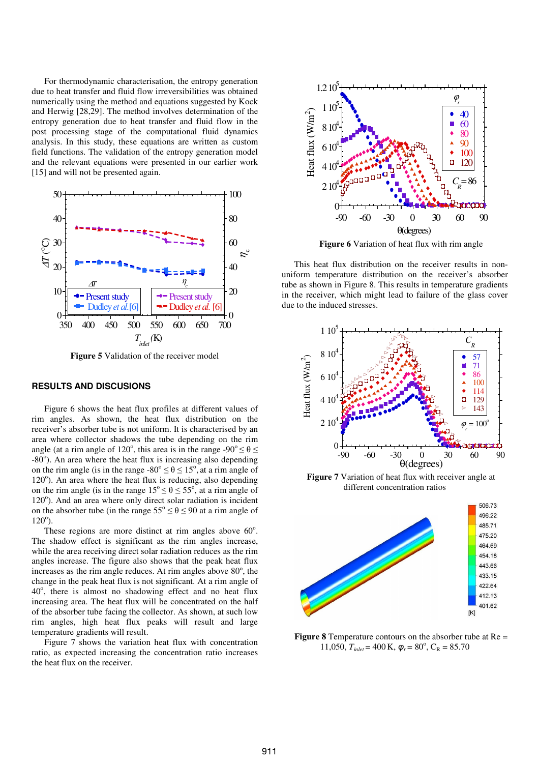For thermodynamic characterisation, the entropy generation due to heat transfer and fluid flow irreversibilities was obtained numerically using the method and equations suggested by Kock and Herwig [28,29]. The method involves determination of the entropy generation due to heat transfer and fluid flow in the post processing stage of the computational fluid dynamics analysis. In this study, these equations are written as custom field functions. The validation of the entropy generation model and the relevant equations were presented in our earlier work [15] and will not be presented again.

**Figure 5** Validation of the receiver model

## RESULTS AND DISCUSIONS

Figure 6 shows the heat flux profiles at different values of rim angles. As shown, the heat flux distribution on the receiver's absorber tube is not uniform. It is characterised by an area where collector shadows the tube depending on the rim angle (at a rim angle of 120°, this area is in the range $-90^{o} \leq \theta \leq -80^{o}$). An area where the heat flux is increasing also depending on the rim angle (is in the range $-80^{o} \leq \theta \leq 15^{o}$, at a rim angle of 120°). An area where the heat flux is reducing, also depending on the rim angle (is in the range $15^{o} \leq \theta \leq 55^{o}$, at a rim angle of 120°). And an area where only direct solar radiation is incident on the absorber tube (in the range $55^{o} \leq \theta \leq 90$ at a rim angle of 120°).

These regions are more distinct at rim angles above 60°. The shadow effect is significant as the rim angles increase, while the area receiving direct solar radiation reduces as the rim angles increase. The figure also shows that the peak heat flux increases as the rim angle reduces. At rim angles above 80°, the change in the peak heat flux is not significant. At a rim angle of 40°, there is almost no shadowing effect and no heat flux increasing area. The heat flux will be concentrated on the half of the absorber tube facing the collector. As shown, at such low rim angles, high heat flux peaks will result and large temperature gradients will result.

Figure 7 shows the variation heat flux with concentration ratio, as expected increasing the concentration ratio increases the heat flux on the receiver.

**Figure 6** Variation of heat flux with rim angle

This heat flux distribution on the receiver results in non-uniform temperature distribution on the receiver's absorber tube as shown in Figure 8. This results in temperature gradients in the receiver, which might lead to failure of the glass cover due to the induced stresses.

**Figure 7** Variation of heat flux with receiver angle at different concentration ratios

**Figure 8** Temperature contours on the absorber tube at Re = 11,050, $T_{inlet}$ = 400 K, $\varphi_r$ = 80°, $C_R$ = 85.70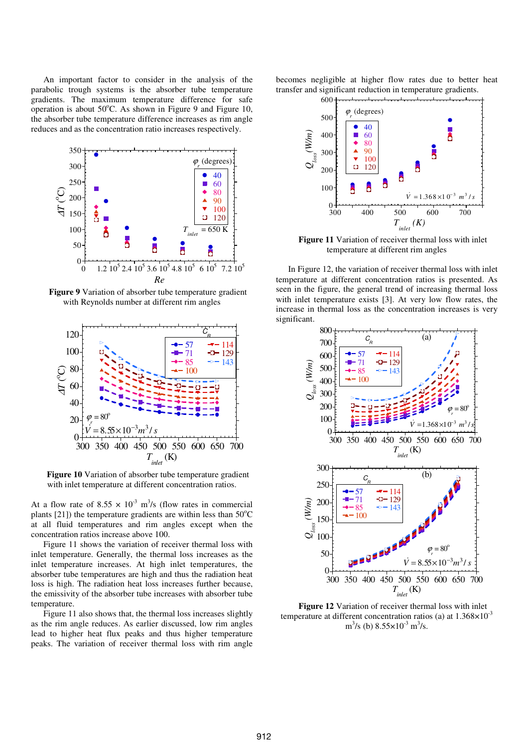An important factor to consider in the analysis of the parabolic trough systems is the absorber tube temperature gradients. The maximum temperature for safe operation is about 50°C. As shown in Figure 9 and Figure 10, the absorber tube temperature difference increases as rim angle reduces and as the concentration ratio increases respectively.

**Figure 9** Variation of absorber tube temperature gradient with Reynolds number at different rim angles

**Figure 10** Variation of absorber tube temperature gradient with inlet temperature at different concentration ratios.

At a flow rate of $8.55 \times 10^{-3}$ m$^3$/s (flow rates in commercial plants [21]) the temperature gradients are within less than 50°C at all fluid temperatures and rim angles except when the concentration ratios increase above 100.

Figure 11 shows the variation of receiver thermal loss with inlet temperature. Generally, the thermal loss increases as the inlet temperature increases. At high inlet temperatures, the absorber tube temperatures are high and thus the radiation heat loss is high. The radiation heat loss increases further because, the emissivity of the absorber tube increases with absorber tube temperature.

Figure 11 also shows that, the thermal loss increases slightly as the rim angle reduces. As earlier discussed, low rim angles lead to higher heat flux peaks and thus higher temperature peaks. The variation of receiver thermal loss with rim angle becomes negligible at higher flow rates due to better heat transfer and significant reduction in temperature gradients.

**Figure 11** Variation of receiver thermal loss with inlet temperature at different rim angles

In Figure 12, the variation of receiver thermal loss with inlet temperature at different concentration ratios is presented. As seen in the figure, the general trend of increasing thermal loss with inlet temperature exists [3]. At very low flow rates, the increase in thermal loss as the concentration increases is very significant.

**Figure 12** Variation of receiver thermal loss with inlet temperature at different concentration ratios (a) at $1.368\times10^{-3}$ m$^3$/s (b) $8.55\times10^{-3}$ m$^3$/s.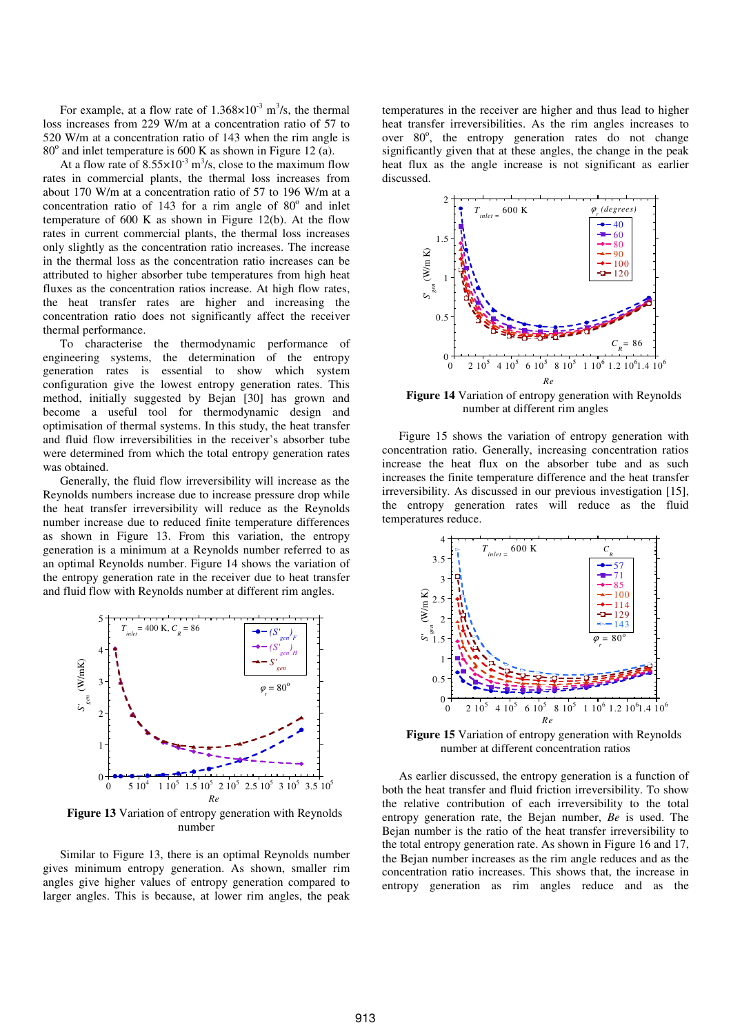For example, at a flow rate of $1.368\times10^{-3}$ m$^3$/s, the thermal loss increases from 229 W/m at a concentration ratio of 57 to 520 W/m at a concentration ratio of 143 when the rim angle is 80$^o$ and inlet temperature is 600 K as shown in Figure 12 (a).

At a flow rate of $8.55\times10^{-3}$ m$^3$/s, close to the maximum flow rates in current commercial plants, the thermal loss increases from about 170 W/m at a concentration ratio of 57 to 196 W/m at a concentration ratio of 143 for a rim angle of 80$^o$ and inlet temperature of 600 K as shown in Figure 12(b). At the flow rates in current commercial plants, the thermal loss increases only slightly as the concentration ratio increases. The increase in the thermal loss as the concentration ratio increases can be attributed to higher absorber tube temperatures from high heat fluxes as the concentration ratios increase. At high flow rates, the heat transfer rates are higher and increasing the concentration ratio does not significantly affect the receiver thermal performance.

To characterise the thermodynamic performance of engineering systems, the determination of the entropy generation rates is essential to show which system configuration give the lowest entropy generation rates. This method, initially suggested by Bejan [30] has grown and become a useful tool for thermodynamic design and optimisation of thermal systems. In this study, the heat transfer and fluid flow irreversibilities in the receiver's absorber tube were determined from which the total entropy generation rates was obtained.

Generally, the fluid flow irreversibility will increase as the Reynolds numbers increase due to increase pressure drop while the heat transfer irreversibility will reduce as the Reynolds number increase due to reduced finite temperature differences as shown in Figure 13. From this variation, the entropy generation is a minimum at a Reynolds number referred to as an optimal Reynolds number. Figure 14 shows the variation of the entropy generation rate in the receiver due to heat transfer and fluid flow irreversibilities with Reynolds number at different rim angles.

**Figure 13** Variation of entropy generation with Reynolds number

Similar to Figure 13, there is an optimal Reynolds number gives minimum entropy generation. As shown, smaller rim angles give higher values of entropy generation compared to larger angles. This is because, at lower rim angles, the peak temperatures in the receiver are higher and thus lead to higher heat transfer irreversibilities. As the rim angles increases to over 80$^o$, the entropy generation rates do not change significantly given that at these angles, the change in the peak heat flux as the angle increase is not significant as earlier discussed.

**Figure 14** Variation of entropy generation with Reynolds number at different rim angles

Figure 15 shows the variation of entropy generation with concentration ratio. Generally, increasing concentration ratios increase the heat flux on the absorber tube and as such increases the finite temperature difference and the heat transfer irreversibility. As discussed in our previous investigation [15], the entropy generation rates will reduce as the fluid temperatures reduce.

**Figure 15** Variation of entropy generation with Reynolds number at different concentration ratios

As earlier discussed, the entropy generation is a function of both the heat transfer and fluid friction irreversibility. To show the relative contribution of each irreversibility to the total entropy generation rate, the Bejan number, *Be* is used. The Bejan number is the ratio of the heat transfer irreversibility to the total entropy generation rate. As shown in Figure 16 and 17, the Bejan number increases as the rim angle reduces and as the concentration ratio increases. This shows that, the increase in entropy generation as rim angles reduce and as the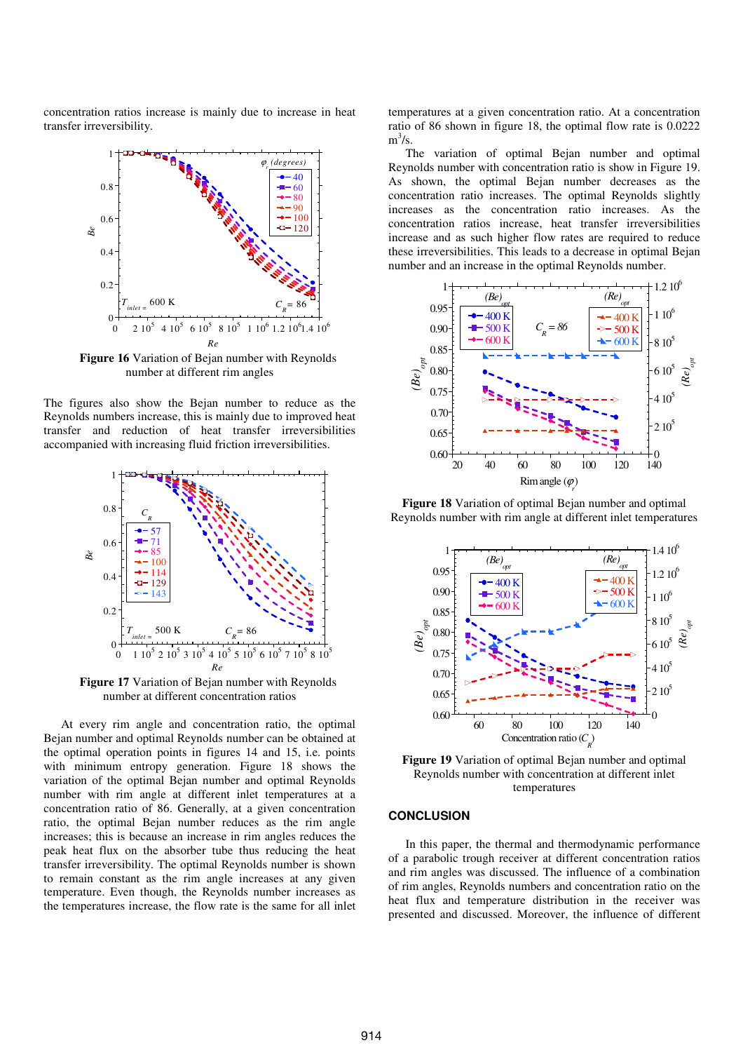concentration ratios increase is mainly due to increase in heat transfer irreversibility.

**Figure 16** Variation of Bejan number with Reynolds number at different rim angles

The figures also show the Bejan number to reduce as the Reynolds numbers increase, this is mainly due to improved heat transfer and reduction of heat transfer irreversibilities accompanied with increasing fluid friction irreversibilities.

**Figure 17** Variation of Bejan number with Reynolds number at different concentration ratios

At every rim angle and concentration ratio, the optimal Bejan number and optimal Reynolds number can be obtained at the optimal operation points in figures 14 and 15, i.e. points with minimum entropy generation. Figure 18 shows the variation of the optimal Bejan number and optimal Reynolds number with rim angle at different inlet temperatures at a concentration ratio of 86. Generally, at a given concentration ratio, the optimal Bejan number reduces as the rim angle increases; this is because an increase in rim angles reduces the peak heat flux on the absorber tube thus reducing the heat transfer irreversibility. The optimal Reynolds number is shown to remain constant as the rim angle increases at any given temperature. Even though, the Reynolds number increases as the temperatures increase, the flow rate is the same for all inlet temperatures at a given concentration ratio. At a concentration ratio of 86 shown in figure 18, the optimal flow rate is 0.0222 $m^3$/s.

The variation of optimal Bejan number and optimal Reynolds number with concentration ratio is show in Figure 19. As shown, the optimal Bejan number decreases as the concentration ratio increases. The optimal Reynolds slightly increases as the concentration ratio increases. As the concentration ratios increase, heat transfer irreversibilities increase and as such higher flow rates are required to reduce these irreversibilities. This leads to a decrease in optimal Bejan number and an increase in the optimal Reynolds number.

**Figure 18** Variation of optimal Bejan number and optimal Reynolds number with rim angle at different inlet temperatures

**Figure 19** Variation of optimal Bejan number and optimal Reynolds number with concentration at different inlet temperatures

## CONCLUSION

In this paper, the thermal and thermodynamic performance of a parabolic trough receiver at different concentration ratios and rim angles was discussed. The influence of a combination of rim angles, Reynolds numbers and concentration ratio on the heat flux and temperature distribution in the receiver was presented and discussed. Moreover, the influence of different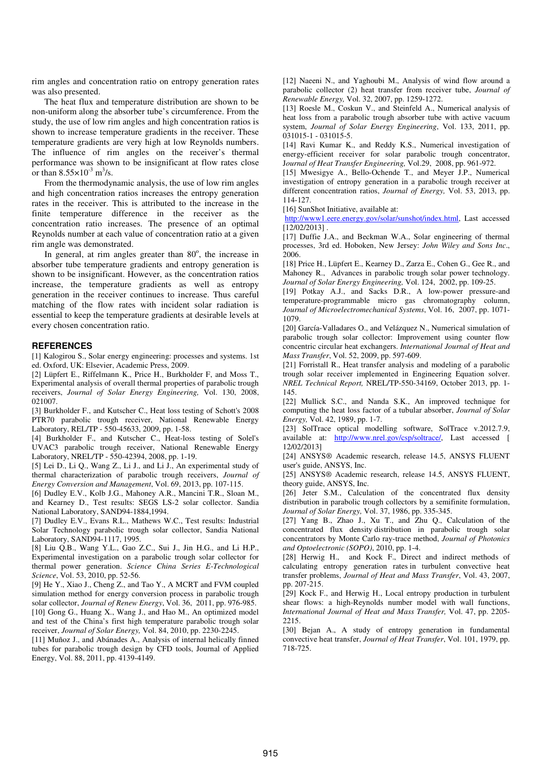rim angles and concentration ratio on entropy generation rates was also presented.

The heat flux and temperature distribution are shown to be non-uniform along the absorber tube's circumference. From the study, the use of low rim angles and high concentration ratios is shown to increase temperature gradients in the receiver. These temperature gradients are very high at low Reynolds numbers. The influence of rim angles on the receiver's thermal performance was shown to be insignificant at flow rates close or than $8.55\times10^{-3}$ $m^3/s$.

From the thermodynamic analysis, the use of low rim angles and high concentration ratios increases the entropy generation rates in the receiver. This is attributed to the increase in the finite temperature difference in the receiver as the concentration ratio increases. The presence of an optimal Reynolds number at each value of concentration ratio at a given rim angle was demonstrated.

In general, at rim angles greater than $80^o$, the increase in absorber tube temperature gradients and entropy generation is shown to be insignificant. However, as the concentration ratios increase, the temperature gradients as well as entropy generation in the receiver continues to increase. Thus careful matching of the flow rates with incident solar radiation is essential to keep the temperature gradients at desirable levels at every chosen concentration ratio.

## REFERENCES

[1] Kalogirou S., Solar energy engineering: processes and systems. 1st ed. Oxford, UK: Elsevier, Academic Press, 2009.

[2] Lüpfert E., Riffelmann K., Price H., Burkholder F, and Moss T., Experimental analysis of overall thermal properties of parabolic trough receivers, *Journal of Solar Energy Engineering,* Vol. 130, 2008, 021007.

[3] Burkholder F., and Kutscher C., Heat loss testing of Schott's 2008 PTR70 parabolic trough receiver, National Renewable Energy Laboratory, REL/TP - 550-45633, 2009, pp. 1-58.

[4] Burkholder F. and Kutscher C., Heat-loss testing of Solel's UVAC3 parabolic trough receiver, National Renewable Energy Laboratory, NREL/TP - 550-42394, 2008, pp. 1-19.

[5] Lei D., Li Q., Wang Z., Li J., and Li J., An experimental study of thermal characterization of parabolic trough receivers, *Journal of Energy Conversion and Management*, Vol. 69, 2013, pp. 107-115.

[6] Dudley E.V., Kolb J.G., Mahoney A.R., Mancini T.R., Sloan M., and Kearney D., Test results: SEGS LS-2 solar collector. Sandia National Laboratory, SAND94-1884,1994.

[7] Dudley E.V., Evans R.L., Mathews W.C., Test results: Industrial Solar Technology parabolic trough solar collector, Sandia National Laboratory, SAND94-1117, 1995.

[8] Liu Q.B., Wang Y.L., Gao Z.C., Sui J., Jin H.G., and Li H.P., Experimental investigation on a parabolic trough solar collector for thermal power generation. *Science China Series E-Technological Science*, Vol. 53, 2010, pp. 52-56.

[9] He Y., Xiao J., Cheng Z., and Tao Y., A MCRT and FVM coupled simulation method for energy conversion process in parabolic trough solar collector, *Journal of Renew Energy*, Vol. 36, 2011, pp. 976-985.

[10] Gong G., Huang X., Wang J., and Hao M., An optimized model and test of the China's first high temperature parabolic trough solar receiver, *Journal of Solar Energy,* Vol. 84, 2010, pp. 2230-2245.

[11] Muñoz J., and Abánades A., Analysis of internal helically finned tubes for parabolic trough design by CFD tools, Journal of Applied Energy, Vol. 88, 2011, pp. 4139-4149.

[12] Naeeni N., and Yaghoubi M., Analysis of wind flow around a parabolic collector (2) heat transfer from receiver tube, *Journal of Renewable Energy,* Vol. 32, 2007, pp. 1259-1272.

[13] Roesle M., Coskun V., and Steinfeld A., Numerical analysis of heat loss from a parabolic trough absorber tube with active vacuum system, *Journal of Solar Energy Engineering*, Vol. 133, 2011, pp. 031015-1 - 031015-5.

[14] Ravi Kumar K., and Reddy K.S., Numerical investigation of energy-efficient receiver for solar parabolic trough concentrator, J*ournal of Heat Transfer Engineering,* Vol.29, 2008, pp. 961-972.

[15] Mwesigye A., Bello-Ochende T., and Meyer J.P., Numerical investigation of entropy generation in a parabolic trough receiver at different concentration ratios, *Journal of Energy,* Vol. 53, 2013, pp. 114-127.

[16] SunShot Initiative, available at: http://www1.eere.energy.gov/solar/sunshot/index.html, Last accessed [12/02/2013] .

[17] Duffie J.A., and Beckman W.A., Solar engineering of thermal processes, 3rd ed. Hoboken, New Jersey: *John Wiley and Sons Inc*., 2006.

[18] Price H., Lüpfert E., Kearney D., Zarza E., Cohen G., Gee R., and Mahoney R., Advances in parabolic trough solar power technology. *Journal of Solar Energy Engineering,* Vol. 124, 2002, pp. 109-25.

[19] Potkay A.J., and Sacks D.R., A low-power pressure-and temperature-programmable micro gas chromatography column, *Journal of Microelectromechanical Systems*, Vol. 16, 2007, pp. 1071-1079.

[20] García-Valladares O., and Velázquez N., Numerical simulation of parabolic trough solar collector: Improvement using counter flow concentric circular heat exchangers. *International Journal of Heat and Mass Transfer*, Vol. 52, 2009, pp. 597-609.

[21] Forristall R., Heat transfer analysis and modeling of a parabolic trough solar receiver implemented in Engineering Equation solver. *NREL Technical Report,* NREL/TP-550-34169, October 2013, pp. 1-145.

[22] Mullick S.C., and Nanda S.K., An improved technique for computing the heat loss factor of a tubular absorber, *Journal of Solar Energy,* Vol. 42, 1989, pp. 1-7.

[23] SolTrace optical modelling software, SolTrace v.2012.7.9, available at: http://www.nrel.gov/csp/soltrace/, Last accessed [ 12/02/2013]

[24] ANSYS® Academic research, release 14.5, ANSYS FLUENT user's guide, ANSYS, Inc.

[25] ANSYS® Academic research, release 14.5, ANSYS FLUENT, theory guide, ANSYS, Inc.

[26] Jeter S.M., Calculation of the concentrated flux density distribution in parabolic trough collectors by a semifinite formulation, *Journal of Solar Energy,* Vol. 37, 1986, pp. 335-345.

[27] Yang B., Zhao J., Xu T., and Zhu Q., Calculation of the concentrated flux density distribution in parabolic trough solar concentrators by Monte Carlo ray-trace method, *Journal of Photonics and Optoelectronic (SOPO)*, 2010, pp. 1-4.

[28] Herwig H., and Kock F., Direct and indirect methods of calculating entropy generation rates in turbulent convective heat transfer problems, *Journal of Heat and Mass Transfer*, Vol. 43, 2007, pp. 207-215.

[29] Kock F., and Herwig H., Local entropy production in turbulent shear flows: a high-Reynolds number model with wall functions, *International Journal of Heat and Mass Transfer,* Vol. 47, pp. 2205-2215.

[30] Bejan A., A study of entropy generation in fundamental convective heat transfer, *Journal of Heat Transfer*, Vol. 101, 1979, pp. 718-725.